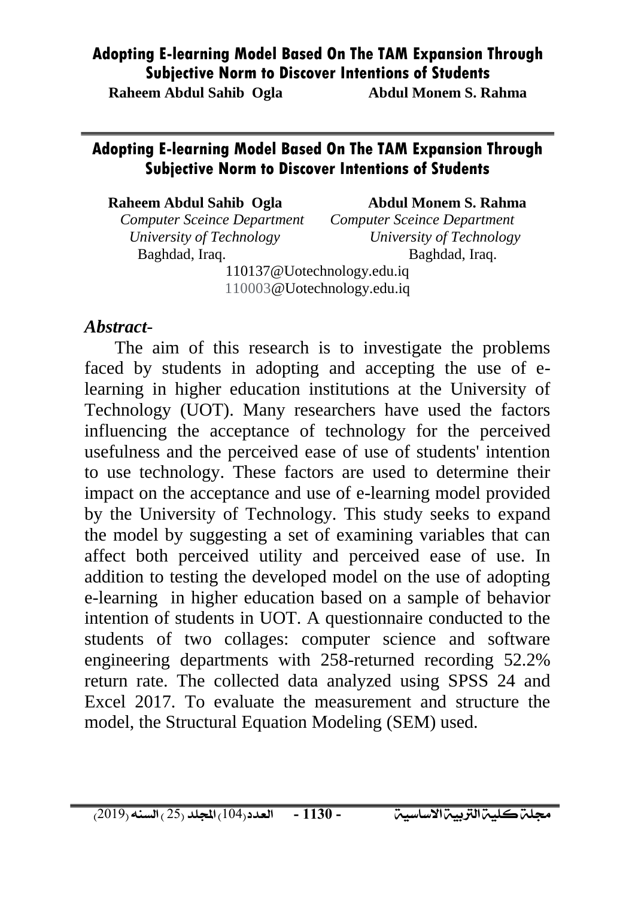# Adopting E-learning Model Based On The TAM Expansion Through Subjective Norm to Discover Intentions of Students

**Raheem Abdul Sahib Ogla**
*Computer Sceince Department*
*University of Technology*
Baghdad, Iraq.

**Abdul Monem S. Rahma**
*Computer Sceince Department*
*University of Technology*
Baghdad, Iraq.

110137@Uotechnology.edu.iq
110003@Uotechnology.edu.iq

## *Abstract*-

The aim of this research is to investigate the problems faced by students in adopting and accepting the use of e-learning in higher education institutions at the University of Technology (UOT). Many researchers have used the factors influencing the acceptance of technology for the perceived usefulness and the perceived ease of use of students' intention to use technology. These factors are used to determine their impact on the acceptance and use of e-learning model provided by the University of Technology. This study seeks to expand the model by suggesting a set of examining variables that can affect both perceived utility and perceived ease of use. In addition to testing the developed model on the use of adopting e-learning in higher education based on a sample of behavior intention of students in UOT. A questionnaire conducted to the students of two collages: computer science and software engineering departments with 258-returned recording 52.2% return rate. The collected data analyzed using SPSS 24 and Excel 2017. To evaluate the measurement and structure the model, the Structural Equation Modeling (SEM) used.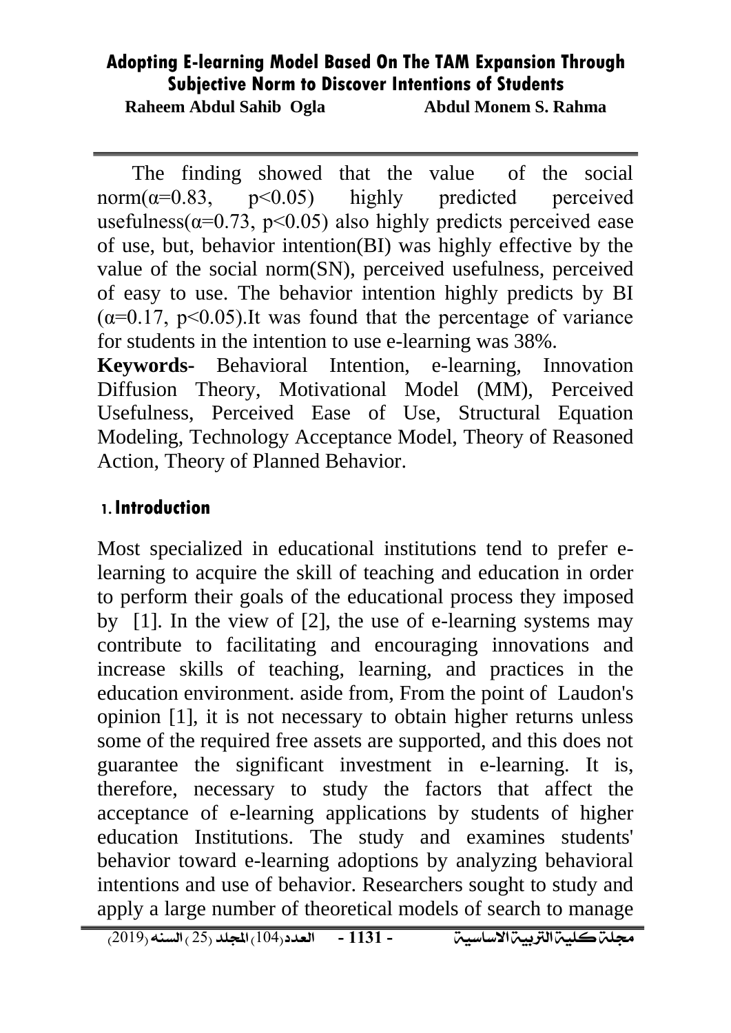The finding showed that the value of the social norm($\alpha$=0.83, $p<0.05$) highly predicted perceived usefulness($\alpha$=0.73, $p<0.05$) also highly predicts perceived ease of use, but, behavior intention(BI) was highly effective by the value of the social norm(SN), perceived usefulness, perceived of easy to use. The behavior intention highly predicts by BI ($\alpha$=0.17, $p<0.05$).It was found that the percentage of variance for students in the intention to use e-learning was 38%.

**Keywords-** Behavioral Intention, e-learning, Innovation Diffusion Theory, Motivational Model (MM), Perceived Usefulness, Perceived Ease of Use, Structural Equation Modeling, Technology Acceptance Model, Theory of Reasoned Action, Theory of Planned Behavior.

## 1. Introduction

Most specialized in educational institutions tend to prefer e-learning to acquire the skill of teaching and education in order to perform their goals of the educational process they imposed by [1]. In the view of [2], the use of e-learning systems may contribute to facilitating and encouraging innovations and increase skills of teaching, learning, and practices in the education environment. aside from, From the point of Laudon's opinion [1], it is not necessary to obtain higher returns unless some of the required free assets are supported, and this does not guarantee the significant investment in e-learning. It is, therefore, necessary to study the factors that affect the acceptance of e-learning applications by students of higher education Institutions. The study and examines students' behavior toward e-learning adoptions by analyzing behavioral intentions and use of behavior. Researchers sought to study and apply a large number of theoretical models of search to manage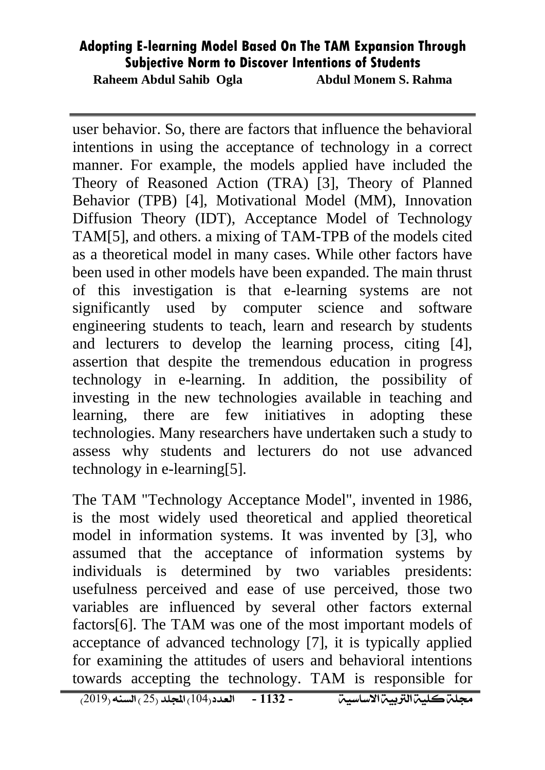user behavior. So, there are factors that influence the behavioral intentions in using the acceptance of technology in a correct manner. For example, the models applied have included the Theory of Reasoned Action (TRA) [3], Theory of Planned Behavior (TPB) [4], Motivational Model (MM), Innovation Diffusion Theory (IDT), Acceptance Model of Technology TAM[5], and others. a mixing of TAM-TPB of the models cited as a theoretical model in many cases. While other factors have been used in other models have been expanded. The main thrust of this investigation is that e-learning systems are not significantly used by computer science and software engineering students to teach, learn and research by students and lecturers to develop the learning process, citing [4], assertion that despite the tremendous education in progress technology in e-learning. In addition, the possibility of investing in the new technologies available in teaching and learning, there are few initiatives in adopting these technologies. Many researchers have undertaken such a study to assess why students and lecturers do not use advanced technology in e-learning[5].

The TAM "Technology Acceptance Model", invented in 1986, is the most widely used theoretical and applied theoretical model in information systems. It was invented by [3], who assumed that the acceptance of information systems by individuals is determined by two variables presidents: usefulness perceived and ease of use perceived, those two variables are influenced by several other factors external factors[6]. The TAM was one of the most important models of acceptance of advanced technology [7], it is typically applied for examining the attitudes of users and behavioral intentions towards accepting the technology. TAM is responsible for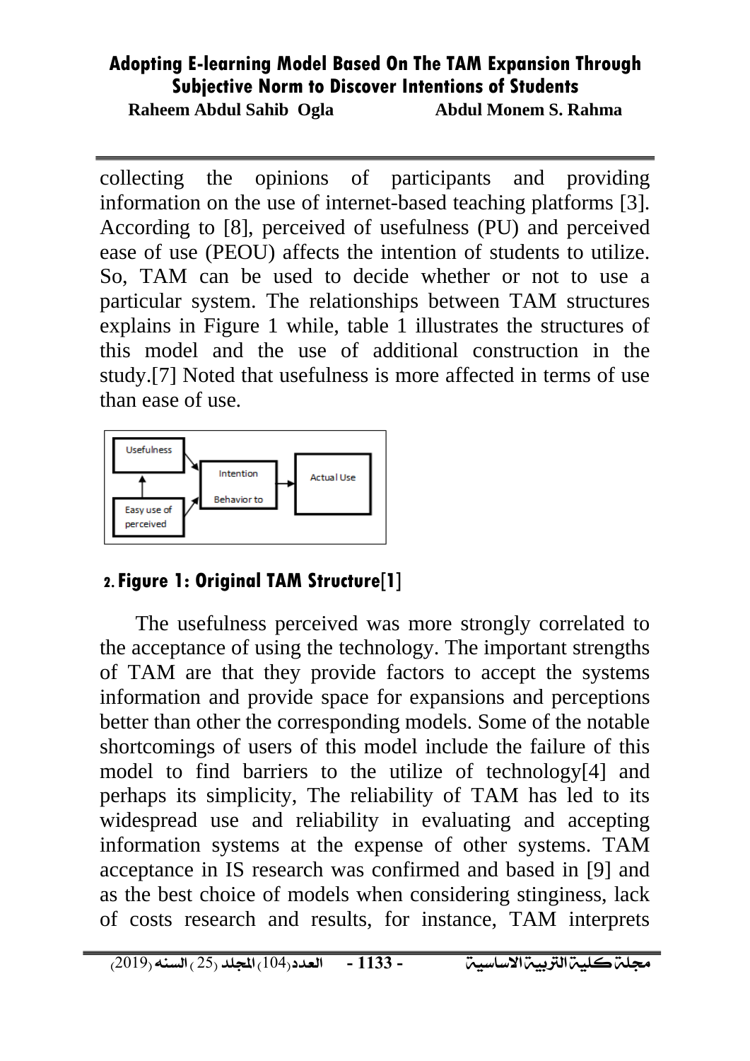collecting the opinions of participants and providing information on the use of internet-based teaching platforms [3]. According to [8], perceived of usefulness (PU) and perceived ease of use (PEOU) affects the intention of students to utilize. So, TAM can be used to decide whether or not to use a particular system. The relationships between TAM structures explains in Figure 1 while, table 1 illustrates the structures of this model and the use of additional construction in the study.[7] Noted that usefulness is more affected in terms of use than ease of use.

2. **Figure 1: Original TAM Structure**[1]

The usefulness perceived was more strongly correlated to the acceptance of using the technology. The important strengths of TAM are that they provide factors to accept the systems information and provide space for expansions and perceptions better than other the corresponding models. Some of the notable shortcomings of users of this model include the failure of this model to find barriers to the utilize of technology[4] and perhaps its simplicity, The reliability of TAM has led to its widespread use and reliability in evaluating and accepting information systems at the expense of other systems. TAM acceptance in IS research was confirmed and based in [9] and as the best choice of models when considering stinginess, lack of costs research and results, for instance, TAM interprets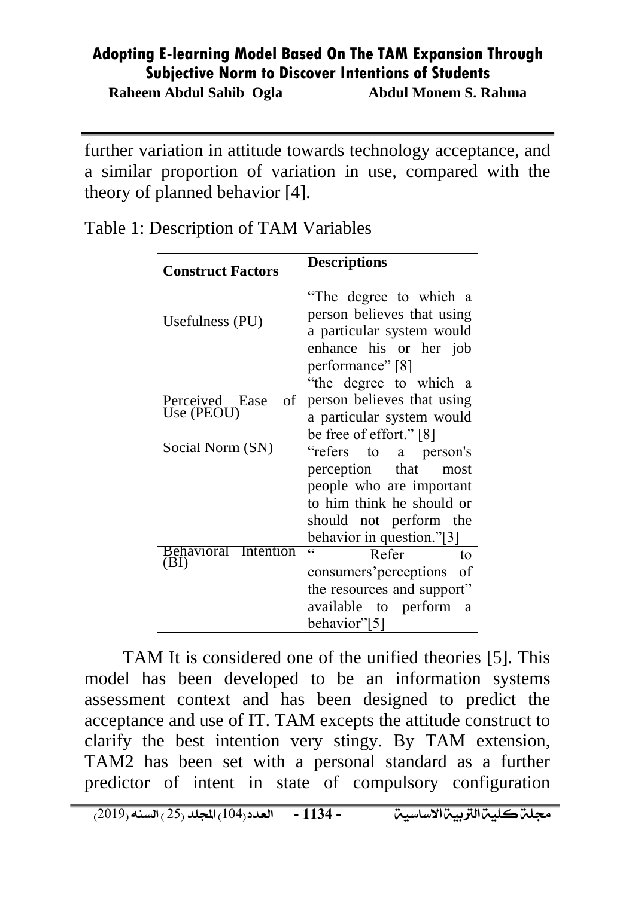further variation in attitude towards technology acceptance, and a similar proportion of variation in use, compared with the theory of planned behavior [4].

Table 1: Description of TAM Variables

| Construct Factors | Descriptions |
|---|---|
| Usefulness (PU) | "The degree to which a person believes that using a particular system would enhance his or her job performance" [8] |
| Perceived Ease of Use (PEOU) | "the degree to which a person believes that using a particular system would be free of effort." [8] |
| Social Norm (SN) | "refers to a person's perception that most people who are important to him think he should or should not perform the behavior in question."[3] |
| Behavioral Intention (BI) | " Refer to consumers'perceptions of the resources and support" available to perform a behavior"[5] |

TAM It is considered one of the unified theories [5]. This model has been developed to be an information systems assessment context and has been designed to predict the acceptance and use of IT. TAM excepts the attitude construct to clarify the best intention very stingy. By TAM extension, TAM2 has been set with a personal standard as a further predictor of intent in state of compulsory configuration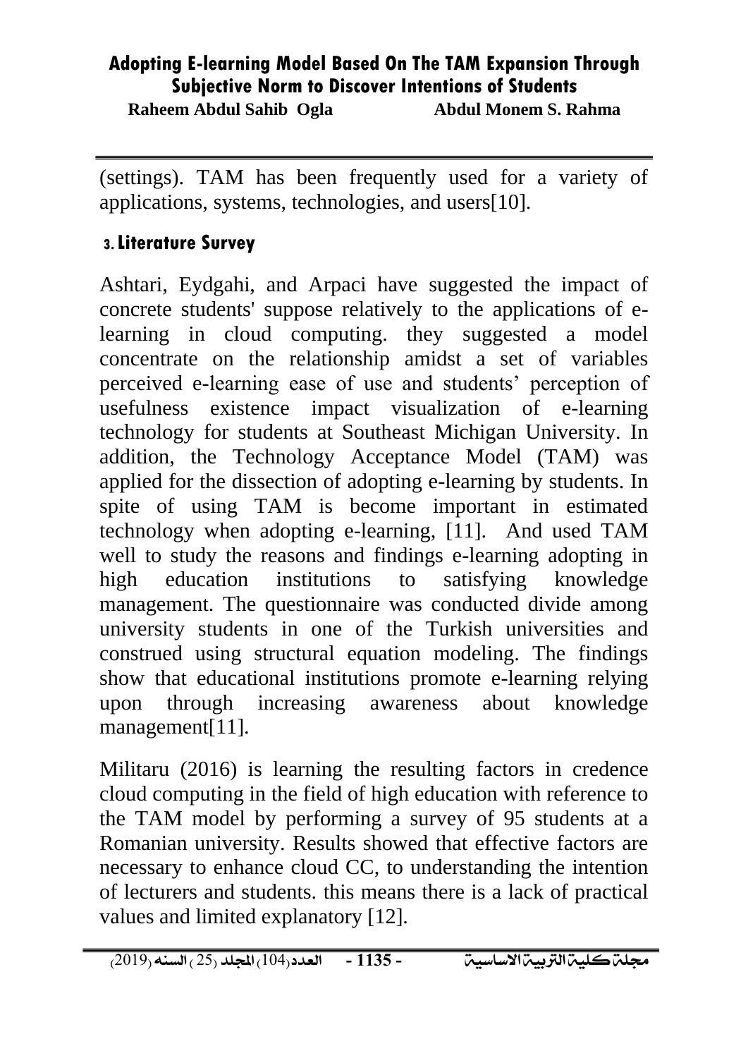(settings). TAM has been frequently used for a variety of applications, systems, technologies, and users[10].

## 3. Literature Survey

Ashtari, Eydgahi, and Arpaci have suggested the impact of concrete students' suppose relatively to the applications of e-learning in cloud computing. they suggested a model concentrate on the relationship amidst a set of variables perceived e-learning ease of use and students' perception of usefulness existence impact visualization of e-learning technology for students at Southeast Michigan University. In addition, the Technology Acceptance Model (TAM) was applied for the dissection of adopting e-learning by students. In spite of using TAM is become important in estimated technology when adopting e-learning, [11]. And used TAM well to study the reasons and findings e-learning adopting in high education institutions to satisfying knowledge management. The questionnaire was conducted divide among university students in one of the Turkish universities and construed using structural equation modeling. The findings show that educational institutions promote e-learning relying upon through increasing awareness about knowledge management[11].

Militaru (2016) is learning the resulting factors in credence cloud computing in the field of high education with reference to the TAM model by performing a survey of 95 students at a Romanian university. Results showed that effective factors are necessary to enhance cloud CC, to understanding the intention of lecturers and students. this means there is a lack of practical values and limited explanatory [12].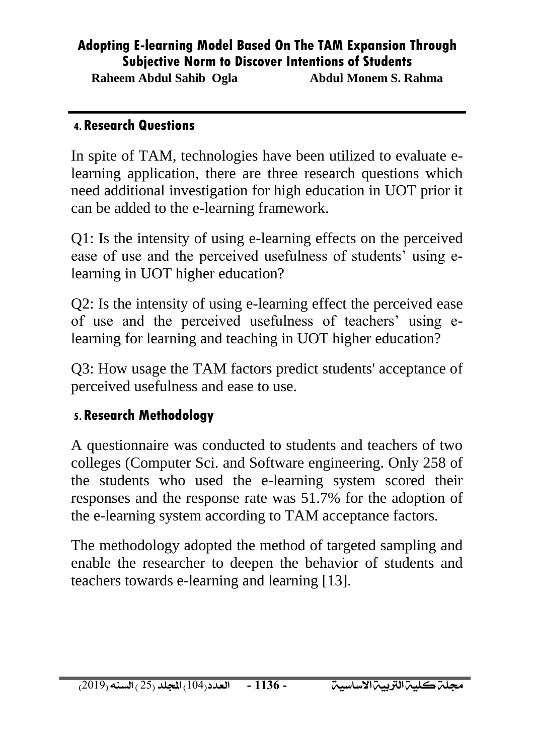## 4. Research Questions

In spite of TAM, technologies have been utilized to evaluate e-learning application, there are three research questions which need additional investigation for high education in UOT prior it can be added to the e-learning framework.

Q1: Is the intensity of using e-learning effects on the perceived ease of use and the perceived usefulness of students' using e-learning in UOT higher education?

Q2: Is the intensity of using e-learning effect the perceived ease of use and the perceived usefulness of teachers' using e-learning for learning and teaching in UOT higher education?

Q3: How usage the TAM factors predict students' acceptance of perceived usefulness and ease to use.

## 5. Research Methodology

A questionnaire was conducted to students and teachers of two colleges (Computer Sci. and Software engineering. Only 258 of the students who used the e-learning system scored their responses and the response rate was 51.7% for the adoption of the e-learning system according to TAM acceptance factors.

The methodology adopted the method of targeted sampling and enable the researcher to deepen the behavior of students and teachers towards e-learning and learning [13].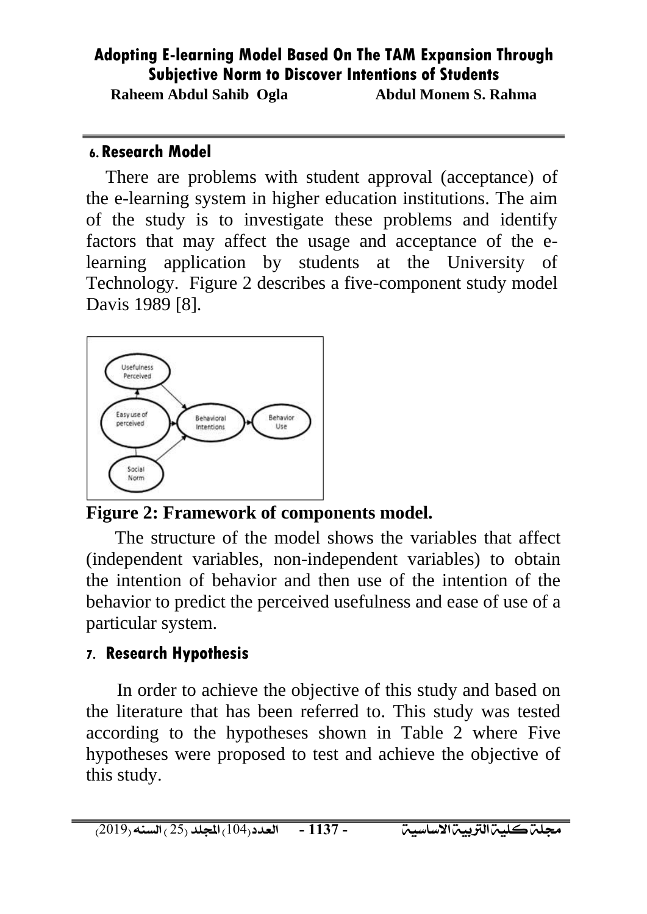## 6. Research Model

There are problems with student approval (acceptance) of the e-learning system in higher education institutions. The aim of the study is to investigate these problems and identify factors that may affect the usage and acceptance of the e-learning application by students at the University of Technology. Figure 2 describes a five-component study model Davis 1989 [8].

**Figure 2: Framework of components model.**

The structure of the model shows the variables that affect (independent variables, non-independent variables) to obtain the intention of behavior and then use of the intention of the behavior to predict the perceived usefulness and ease of use of a particular system.

## 7. Research Hypothesis

In order to achieve the objective of this study and based on the literature that has been referred to. This study was tested according to the hypotheses shown in Table 2 where Five hypotheses were proposed to test and achieve the objective of this study.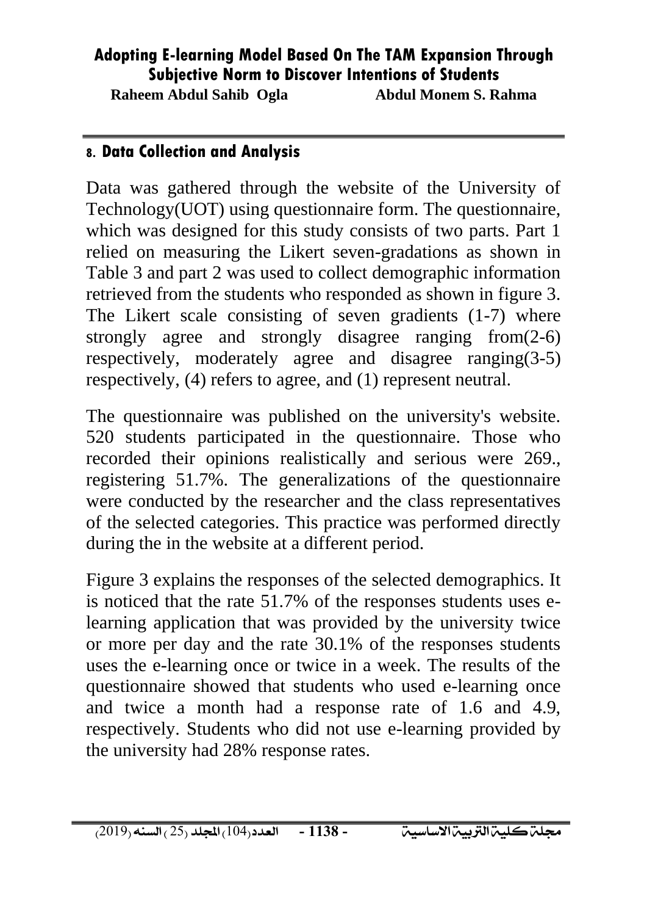## 8. Data Collection and Analysis

Data was gathered through the website of the University of Technology(UOT) using questionnaire form. The questionnaire, which was designed for this study consists of two parts. Part 1 relied on measuring the Likert seven-gradations as shown in Table 3 and part 2 was used to collect demographic information retrieved from the students who responded as shown in figure 3. The Likert scale consisting of seven gradients (1-7) where strongly agree and strongly disagree ranging from(2-6) respectively, moderately agree and disagree ranging(3-5) respectively, (4) refers to agree, and (1) represent neutral.

The questionnaire was published on the university's website. 520 students participated in the questionnaire. Those who recorded their opinions realistically and serious were 269., registering 51.7%. The generalizations of the questionnaire were conducted by the researcher and the class representatives of the selected categories. This practice was performed directly during the in the website at a different period.

Figure 3 explains the responses of the selected demographics. It is noticed that the rate 51.7% of the responses students uses e-learning application that was provided by the university twice or more per day and the rate 30.1% of the responses students uses the e-learning once or twice in a week. The results of the questionnaire showed that students who used e-learning once and twice a month had a response rate of 1.6 and 4.9, respectively. Students who did not use e-learning provided by the university had 28% response rates.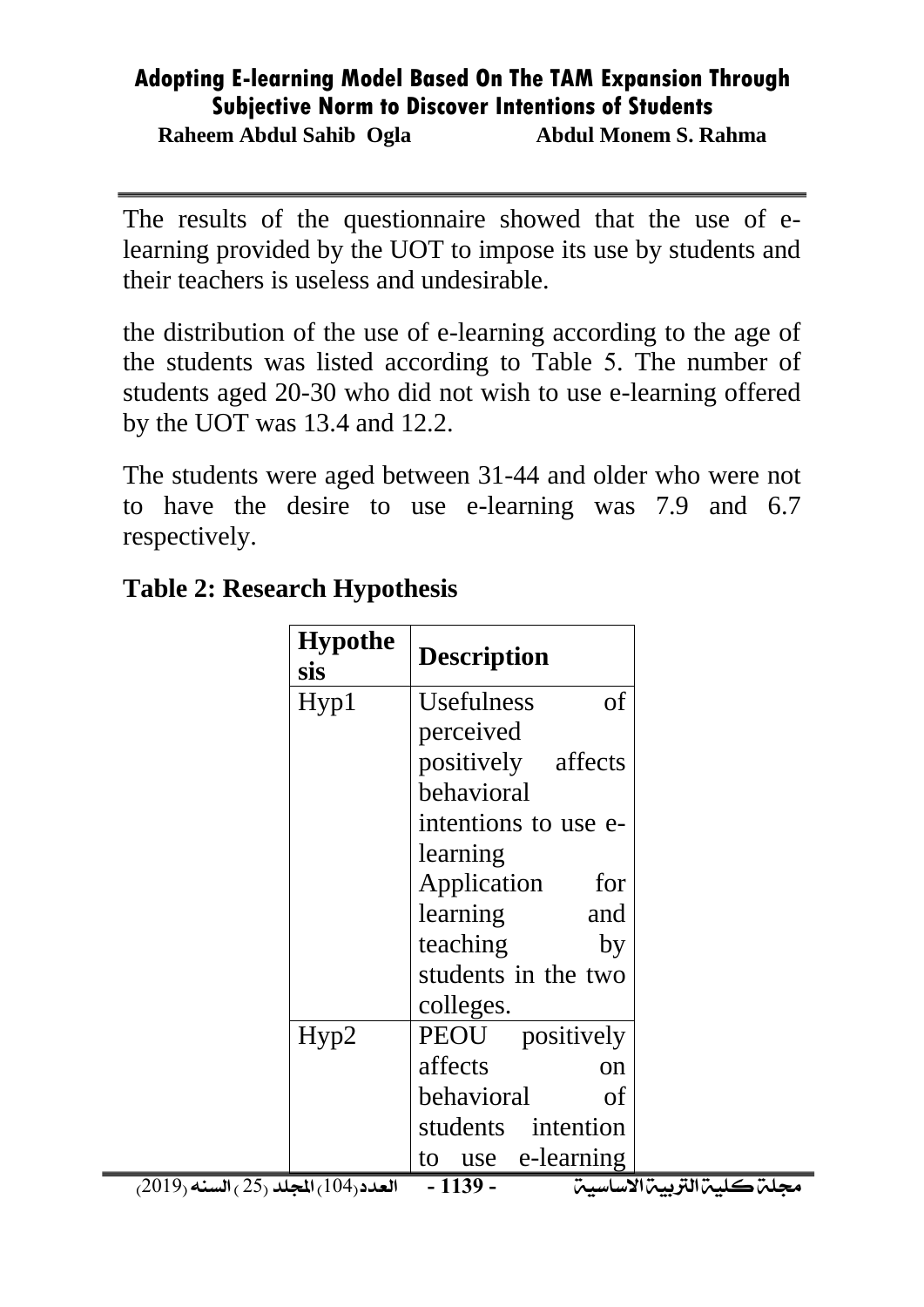The results of the questionnaire showed that the use of e-learning provided by the UOT to impose its use by students and their teachers is useless and undesirable.

the distribution of the use of e-learning according to the age of the students was listed according to Table 5. The number of students aged 20-30 who did not wish to use e-learning offered by the UOT was 13.4 and 12.2.

The students were aged between 31-44 and older who were not to have the desire to use e-learning was 7.9 and 6.7 respectively.

**Table 2: Research Hypothesis**

| Hypothesis | Description |
|---|---|
| Hyp1 | Usefulness of perceived positively affects behavioral intentions to use e-learning Application for learning and teaching by students in the two colleges. |
| Hyp2 | PEOU positively affects on behavioral of students intention to use e-learning |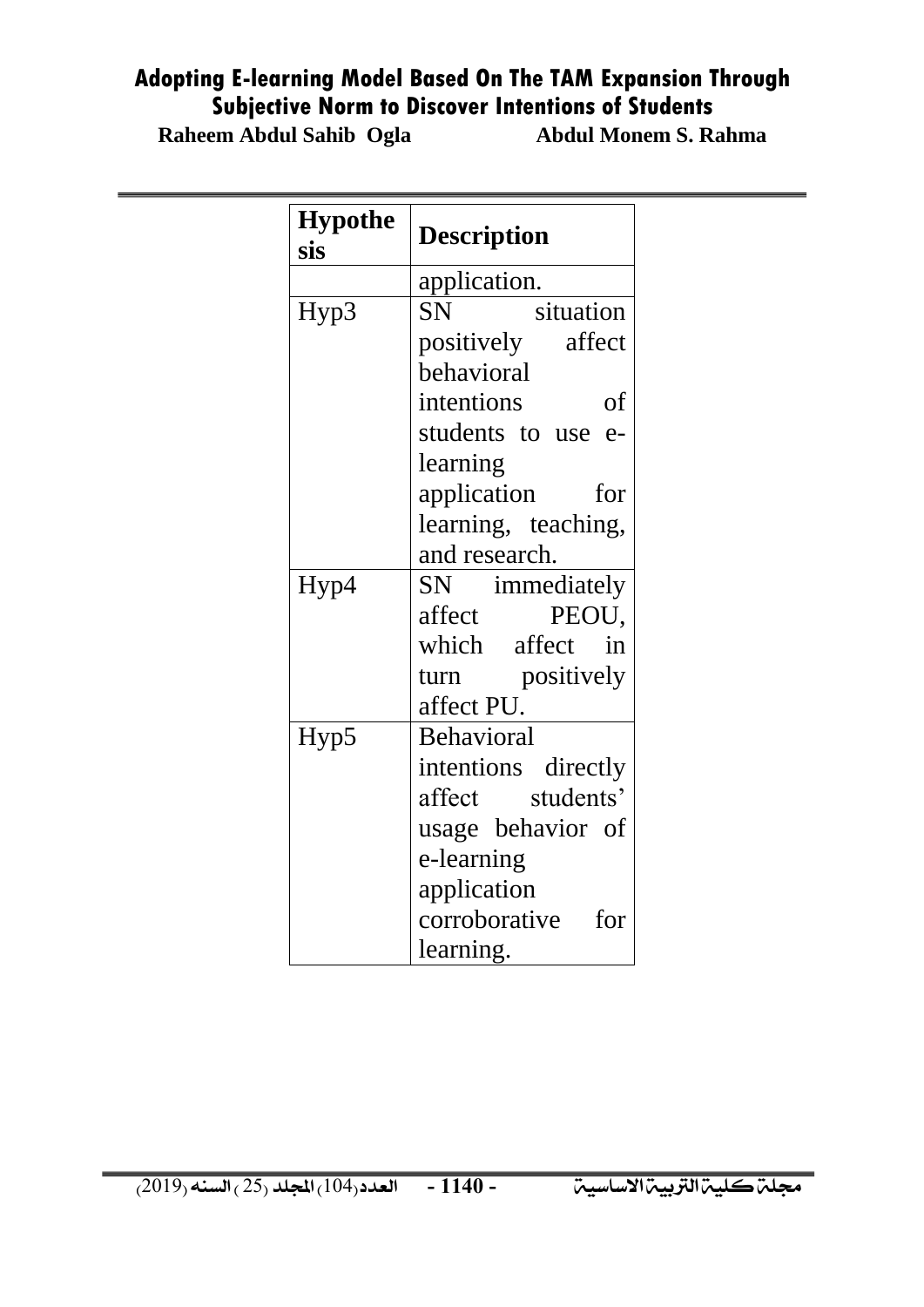| Hypothesis | Description |
|---|---|
| | application. |
| Hyp3 | SN situation positively affect behavioral intentions of students to use e-learning application for learning, teaching, and research. |
| Hyp4 | SN immediately affect PEOU, which affect in turn positively affect PU. |
| Hyp5 | Behavioral intentions directly affect students' usage behavior of e-learning application corroborative for learning. |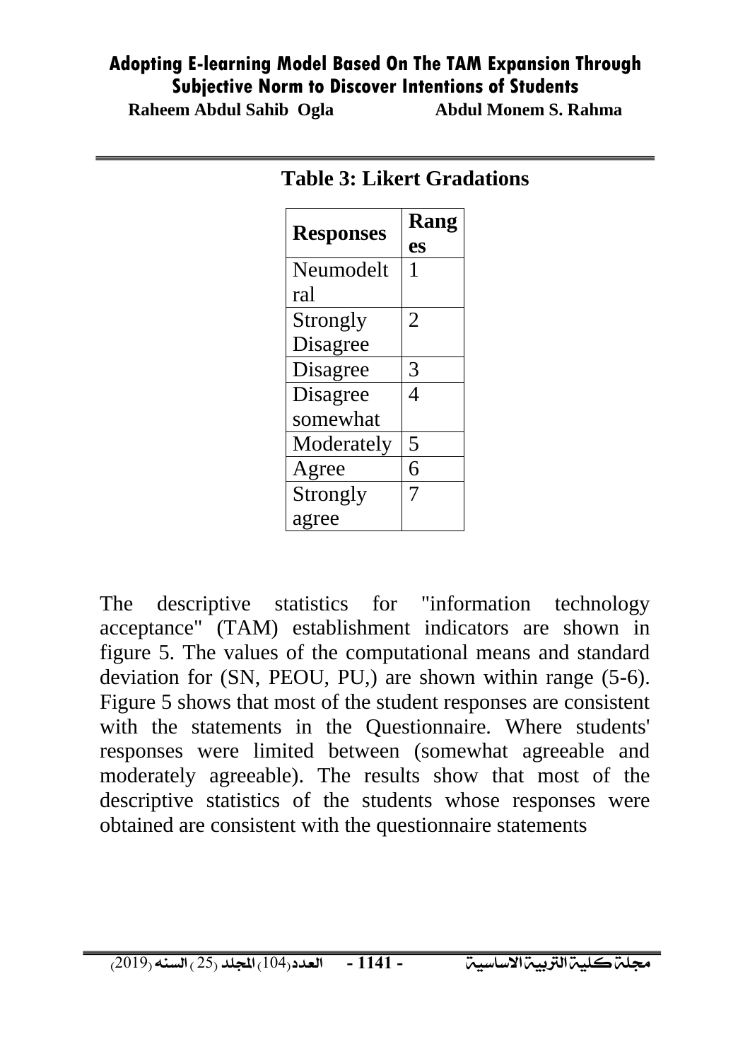**Table 3: Likert Gradations**

| Responses | Ranges |
|---|---|
| Neumodeltral | 1 |
| Strongly Disagree | 2 |
| Disagree | 3 |
| Disagree somewhat | 4 |
| Moderately | 5 |
| Agree | 6 |
| Strongly agree | 7 |

The descriptive statistics for "information technology acceptance" (TAM) establishment indicators are shown in figure 5. The values of the computational means and standard deviation for (SN, PEOU, PU,) are shown within range (5-6). Figure 5 shows that most of the student responses are consistent with the statements in the Questionnaire. Where students' responses were limited between (somewhat agreeable and moderately agreeable). The results show that most of the descriptive statistics of the students whose responses were obtained are consistent with the questionnaire statements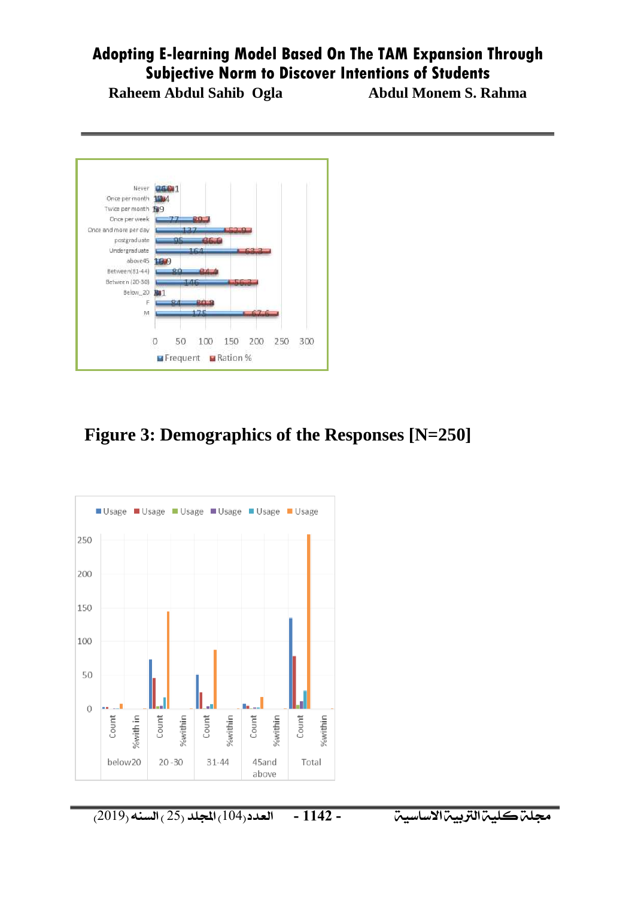Figure 3: Demographics of the Responses [N=250]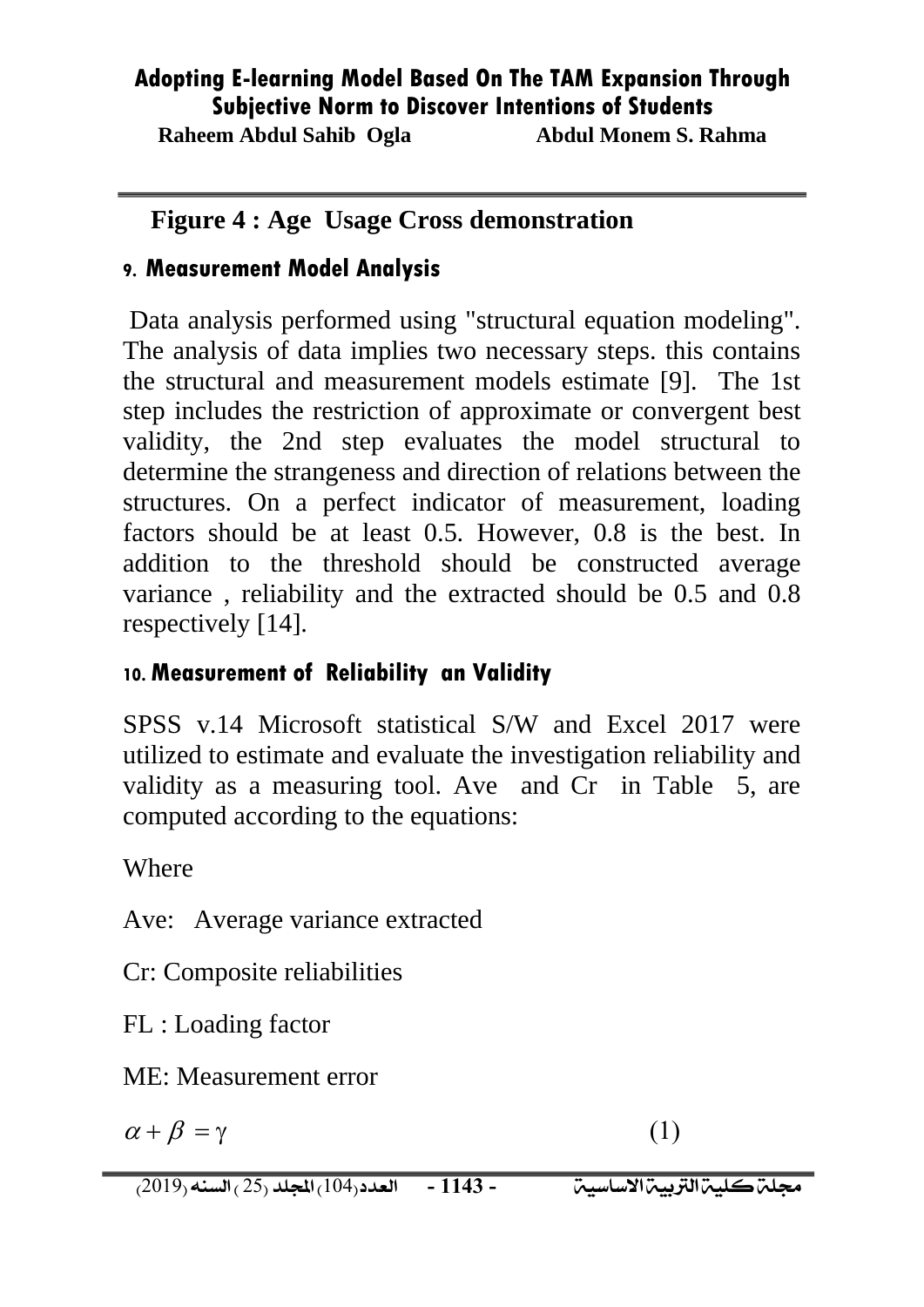**Figure 4 : Age Usage Cross demonstration**

## 9. Measurement Model Analysis

Data analysis performed using "structural equation modeling". The analysis of data implies two necessary steps. this contains the structural and measurement models estimate [9]. The 1st step includes the restriction of approximate or convergent best validity, the 2nd step evaluates the model structural to determine the strangeness and direction of relations between the structures. On a perfect indicator of measurement, loading factors should be at least 0.5. However, 0.8 is the best. In addition to the threshold should be constructed average variance , reliability and the extracted should be 0.5 and 0.8 respectively [14].

## 10. Measurement of Reliability an Validity

SPSS v.14 Microsoft statistical S/W and Excel 2017 were utilized to estimate and evaluate the investigation reliability and validity as a measuring tool. Ave and Cr in Table 5, are computed according to the equations:

Where

Ave: Average variance extracted

Cr: Composite reliabilities

FL : Loading factor

ME: Measurement error

$$\alpha + \beta = \gamma \qquad (1)$$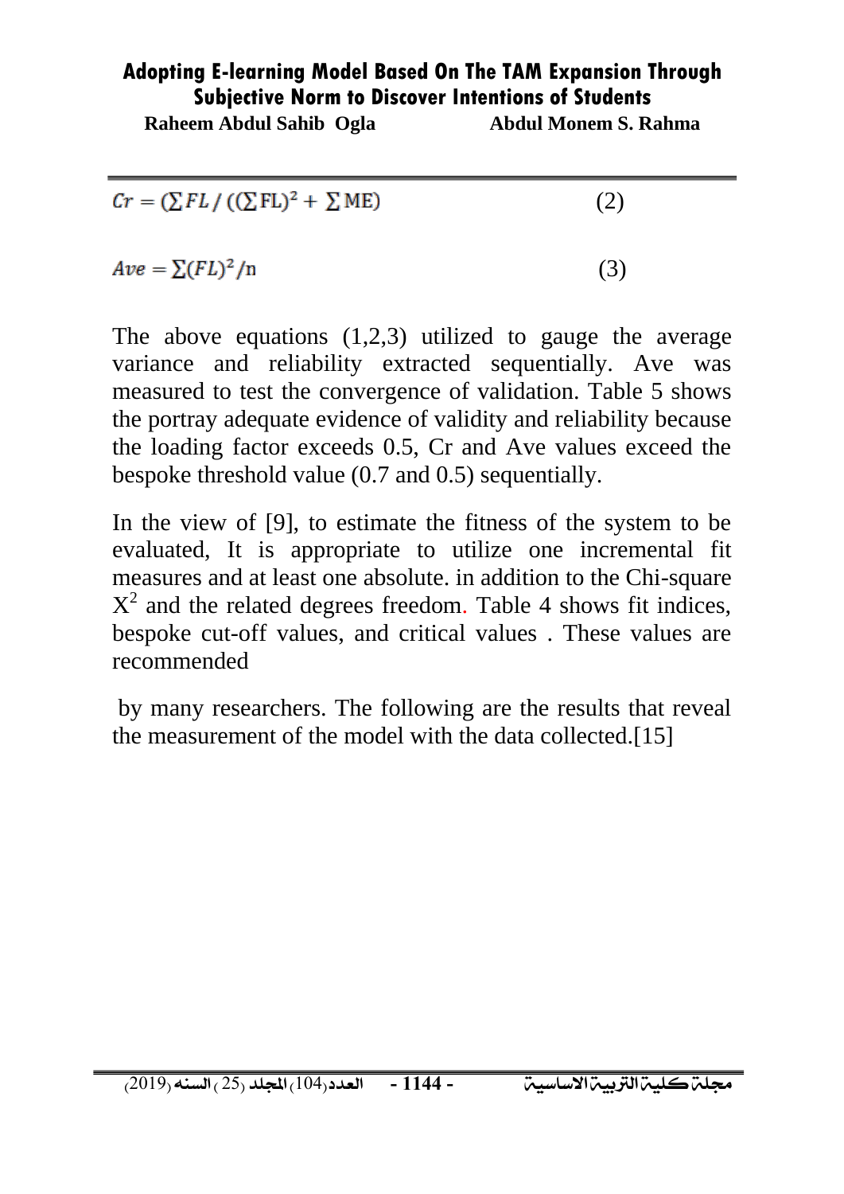$$Cr = (\sum FL \,/\, ((\sum \mathrm{FL})^2 + \sum \mathrm{ME}) \qquad (2)$$

$$Ave = \sum(FL)^2/\mathrm{n} \qquad (3)$$

The above equations (1,2,3) utilized to gauge the average variance and reliability extracted sequentially. Ave was measured to test the convergence of validation. Table 5 shows the portray adequate evidence of validity and reliability because the loading factor exceeds 0.5, Cr and Ave values exceed the bespoke threshold value (0.7 and 0.5) sequentially.

In the view of [9], to estimate the fitness of the system to be evaluated, It is appropriate to utilize one incremental fit measures and at least one absolute. in addition to the Chi-square $X^2$ and the related degrees freedom. Table 4 shows fit indices, bespoke cut-off values, and critical values . These values are recommended

by many researchers. The following are the results that reveal the measurement of the model with the data collected.[15]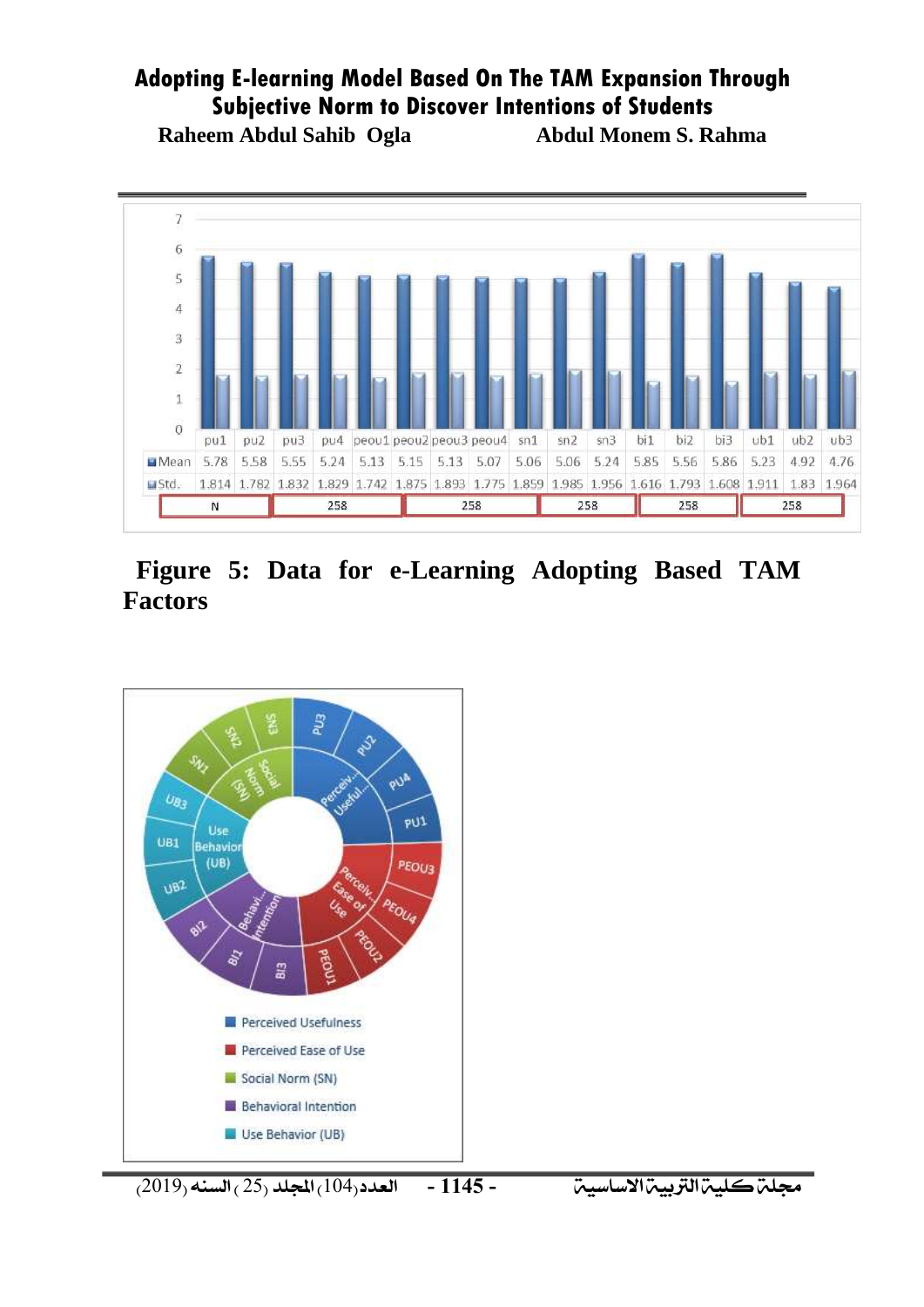| | pu1 | pu2 | pu3 | pu4 | peou1 | peou2 | peou3 | peou4 | sn1 | sn2 | sn3 | bi1 | bi2 | bi3 | ub1 | ub2 | ub3 |
|---|---|---|---|---|---|---|---|---|---|---|---|---|---|---|---|---|---|
| Mean | 5.78 | 5.58 | 5.55 | 5.24 | 5.13 | 5.15 | 5.13 | 5.07 | 5.06 | 5.06 | 5.24 | 5.85 | 5.56 | 5.86 | 5.23 | 4.92 | 4.76 |
| Std. | 1.814 | 1.782 | 1.832 | 1.829 | 1.742 | 1.875 | 1.893 | 1.775 | 1.859 | 1.985 | 1.956 | 1.616 | 1.793 | 1.608 | 1.911 | 1.83 | 1.964 |
| N | 258 | | | | 258 | | | | 258 | | | 258 | | | 258 | | |

**Figure 5: Data for e-Learning Adopting Based TAM Factors**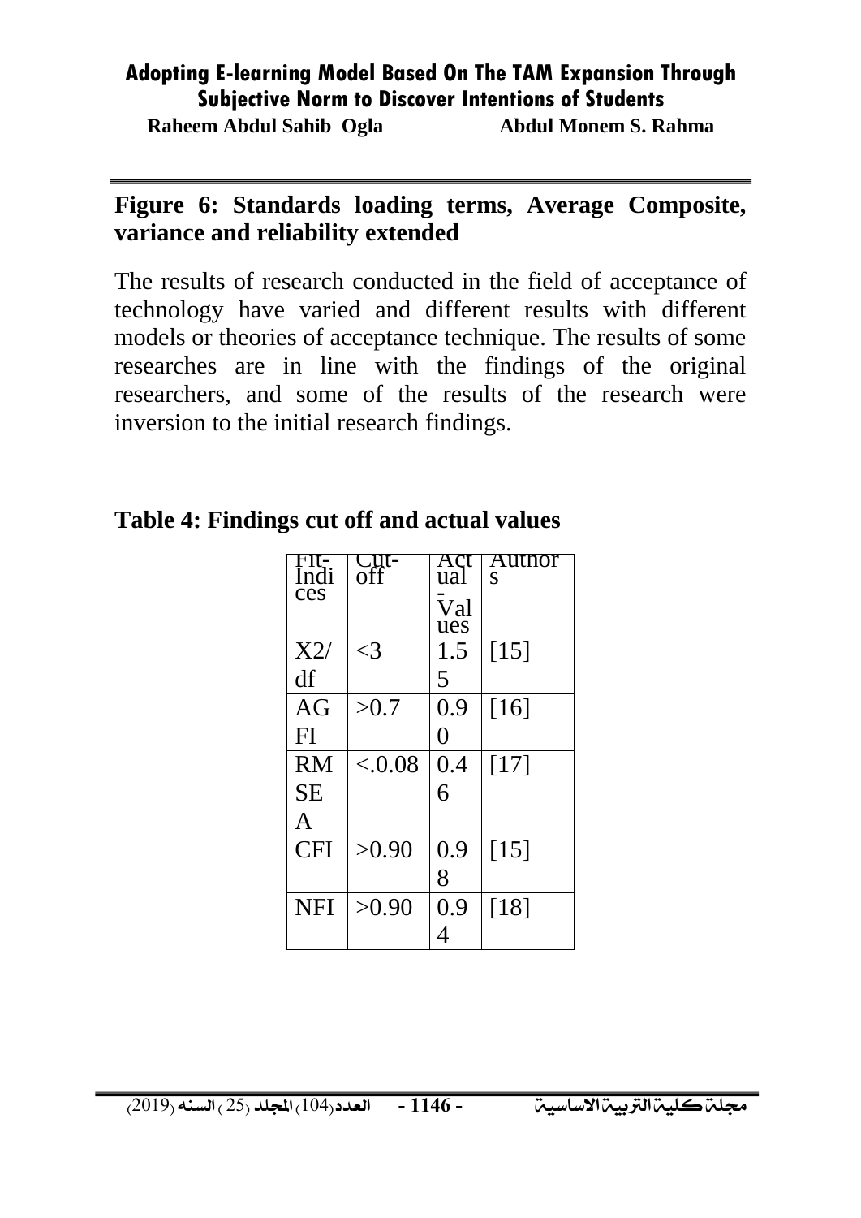**Figure 6: Standards loading terms, Average Composite, variance and reliability extended**

The results of research conducted in the field of acceptance of technology have varied and different results with different models or theories of acceptance technique. The results of some researches are in line with the findings of the original researchers, and some of the results of the research were inversion to the initial research findings.

**Table 4: Findings cut off and actual values**

| Fit-Indices | Cut-off | Actual-Values | Authors |
|---|---|---|---|
| X2/df | <3 | 1.55 | [15] |
| AGFI | >0.7 | 0.90 | [16] |
| RMSEA | <.0.08 | 0.46 | [17] |
| CFI | >0.90 | 0.98 | [15] |
| NFI | >0.90 | 0.94 | [18] |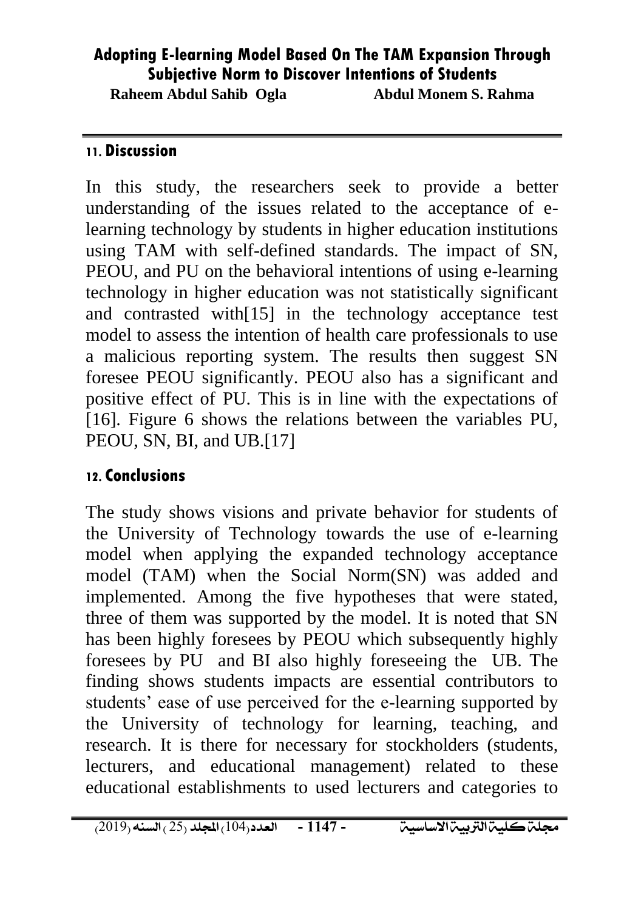## 11. Discussion

In this study, the researchers seek to provide a better understanding of the issues related to the acceptance of e-learning technology by students in higher education institutions using TAM with self-defined standards. The impact of SN, PEOU, and PU on the behavioral intentions of using e-learning technology in higher education was not statistically significant and contrasted with[15] in the technology acceptance test model to assess the intention of health care professionals to use a malicious reporting system. The results then suggest SN foresee PEOU significantly. PEOU also has a significant and positive effect of PU. This is in line with the expectations of [16]. Figure 6 shows the relations between the variables PU, PEOU, SN, BI, and UB.[17]

## 12. Conclusions

The study shows visions and private behavior for students of the University of Technology towards the use of e-learning model when applying the expanded technology acceptance model (TAM) when the Social Norm(SN) was added and implemented. Among the five hypotheses that were stated, three of them was supported by the model. It is noted that SN has been highly foresees by PEOU which subsequently highly foresees by PU and BI also highly foreseeing the UB. The finding shows students impacts are essential contributors to students' ease of use perceived for the e-learning supported by the University of technology for learning, teaching, and research. It is there for necessary for stockholders (students, lecturers, and educational management) related to these educational establishments to used lecturers and categories to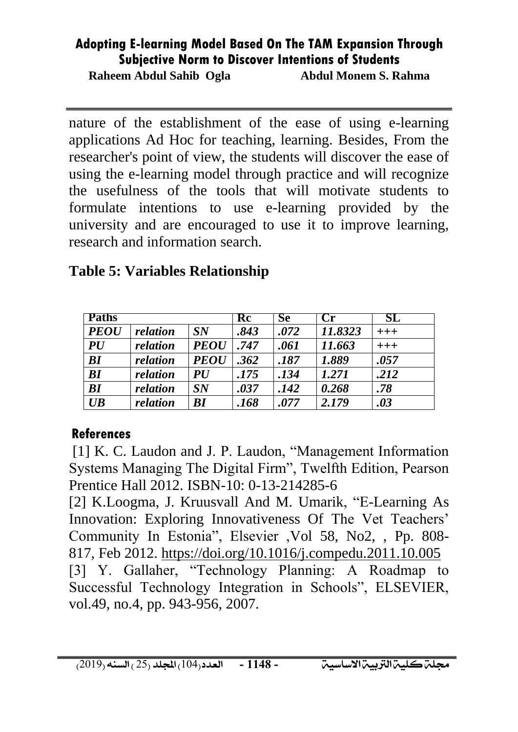nature of the establishment of the ease of using e-learning applications Ad Hoc for teaching, learning. Besides, From the researcher's point of view, the students will discover the ease of using the e-learning model through practice and will recognize the usefulness of the tools that will motivate students to formulate intentions to use e-learning provided by the university and are encouraged to use it to improve learning, research and information search.

## Table 5: Variables Relationship

| Paths | | | Rc | Se | Cr | SL |
|---|---|---|---|---|---|---|
| *PEOU* | *relation* | *SN* | *.843* | *.072* | *11.8323* | *+++* |
| *PU* | *relation* | *PEOU* | *.747* | *.061* | *11.663* | *+++* |
| *BI* | *relation* | *PEOU* | *.362* | *.187* | *1.889* | *.057* |
| *BI* | *relation* | *PU* | *.175* | *.134* | *1.271* | *.212* |
| *BI* | *relation* | *SN* | *.037* | *.142* | *0.268* | *.78* |
| *UB* | *relation* | *BI* | *.168* | *.077* | *2.179* | *.03* |

## References

[1] K. C. Laudon and J. P. Laudon, "Management Information Systems Managing The Digital Firm", Twelfth Edition, Pearson Prentice Hall 2012. ISBN-10: 0-13-214285-6

[2] K.Loogma, J. Kruusvall And M. Umarik, "E-Learning As Innovation: Exploring Innovativeness Of The Vet Teachers' Community In Estonia", Elsevier ,Vol 58, No2, , Pp. 808-817, Feb 2012. https://doi.org/10.1016/j.compedu.2011.10.005

[3] Y. Gallaher, "Technology Planning: A Roadmap to Successful Technology Integration in Schools", ELSEVIER, vol.49, no.4, pp. 943-956, 2007.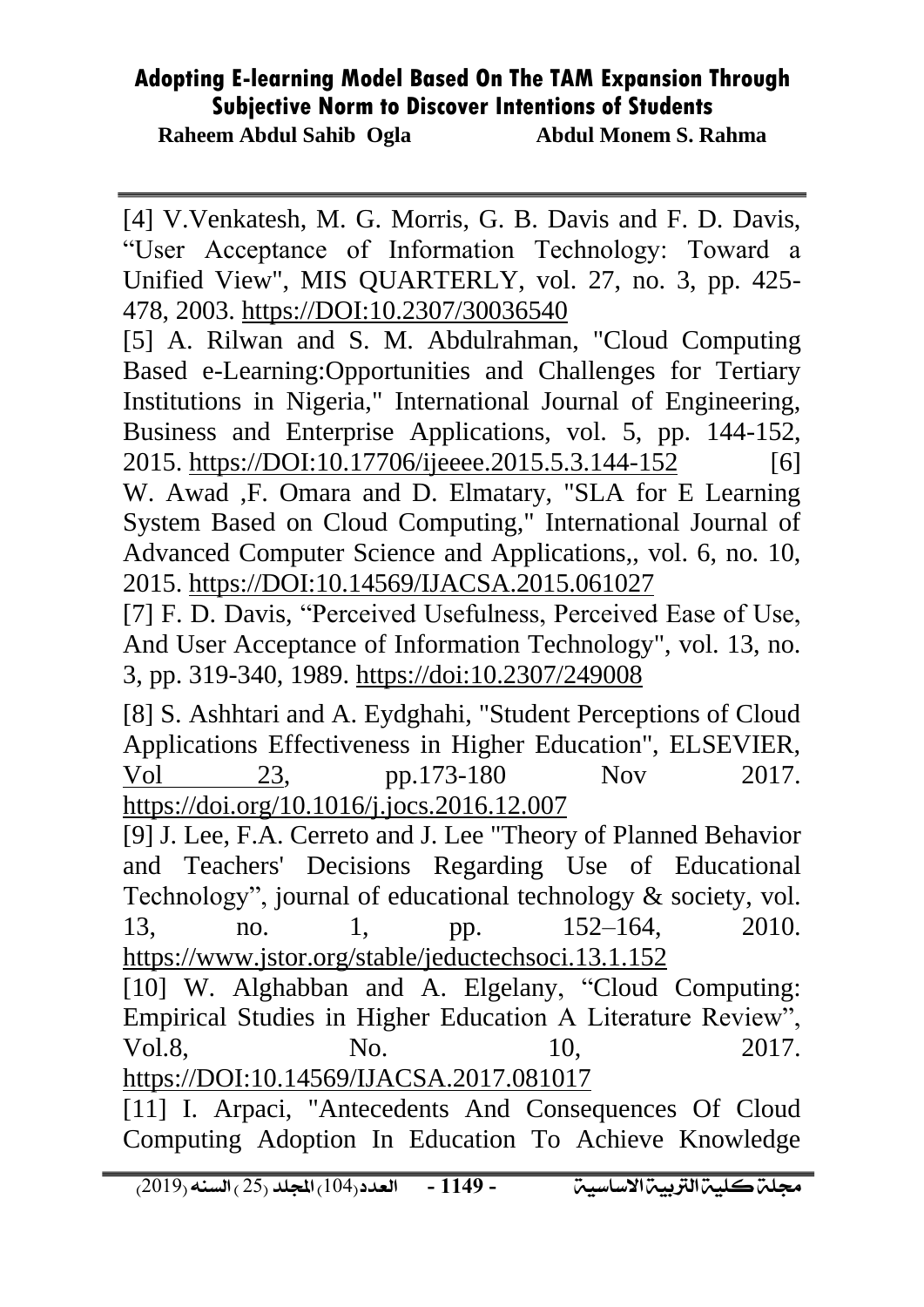[4] V.Venkatesh, M. G. Morris, G. B. Davis and F. D. Davis, "User Acceptance of Information Technology: Toward a Unified View", MIS QUARTERLY, vol. 27, no. 3, pp. 425-478, 2003. https://DOI:10.2307/30036540

[5] A. Rilwan and S. M. Abdulrahman, "Cloud Computing Based e-Learning:Opportunities and Challenges for Tertiary Institutions in Nigeria," International Journal of Engineering, Business and Enterprise Applications, vol. 5, pp. 144-152, 2015. https://DOI:10.17706/ijeeee.2015.5.3.144-152

[6] W. Awad ,F. Omara and D. Elmatary, "SLA for E Learning System Based on Cloud Computing," International Journal of Advanced Computer Science and Applications,, vol. 6, no. 10, 2015. https://DOI:10.14569/IJACSA.2015.061027

[7] F. D. Davis, "Perceived Usefulness, Perceived Ease of Use, And User Acceptance of Information Technology", vol. 13, no. 3, pp. 319-340, 1989. https://doi:10.2307/249008

[8] S. Ashhtari and A. Eydghahi, "Student Perceptions of Cloud Applications Effectiveness in Higher Education", ELSEVIER, Vol 23, pp.173-180 Nov 2017. https://doi.org/10.1016/j.jocs.2016.12.007

[9] J. Lee, F.A. Cerreto and J. Lee "Theory of Planned Behavior and Teachers' Decisions Regarding Use of Educational Technology", journal of educational technology & society, vol. 13, no. 1, pp. 152–164, 2010. https://www.jstor.org/stable/jeductechsoci.13.1.152

[10] W. Alghabban and A. Elgelany, "Cloud Computing: Empirical Studies in Higher Education A Literature Review", Vol.8, No. 10, 2017. https://DOI:10.14569/IJACSA.2017.081017

[11] I. Arpaci, "Antecedents And Consequences Of Cloud Computing Adoption In Education To Achieve Knowledge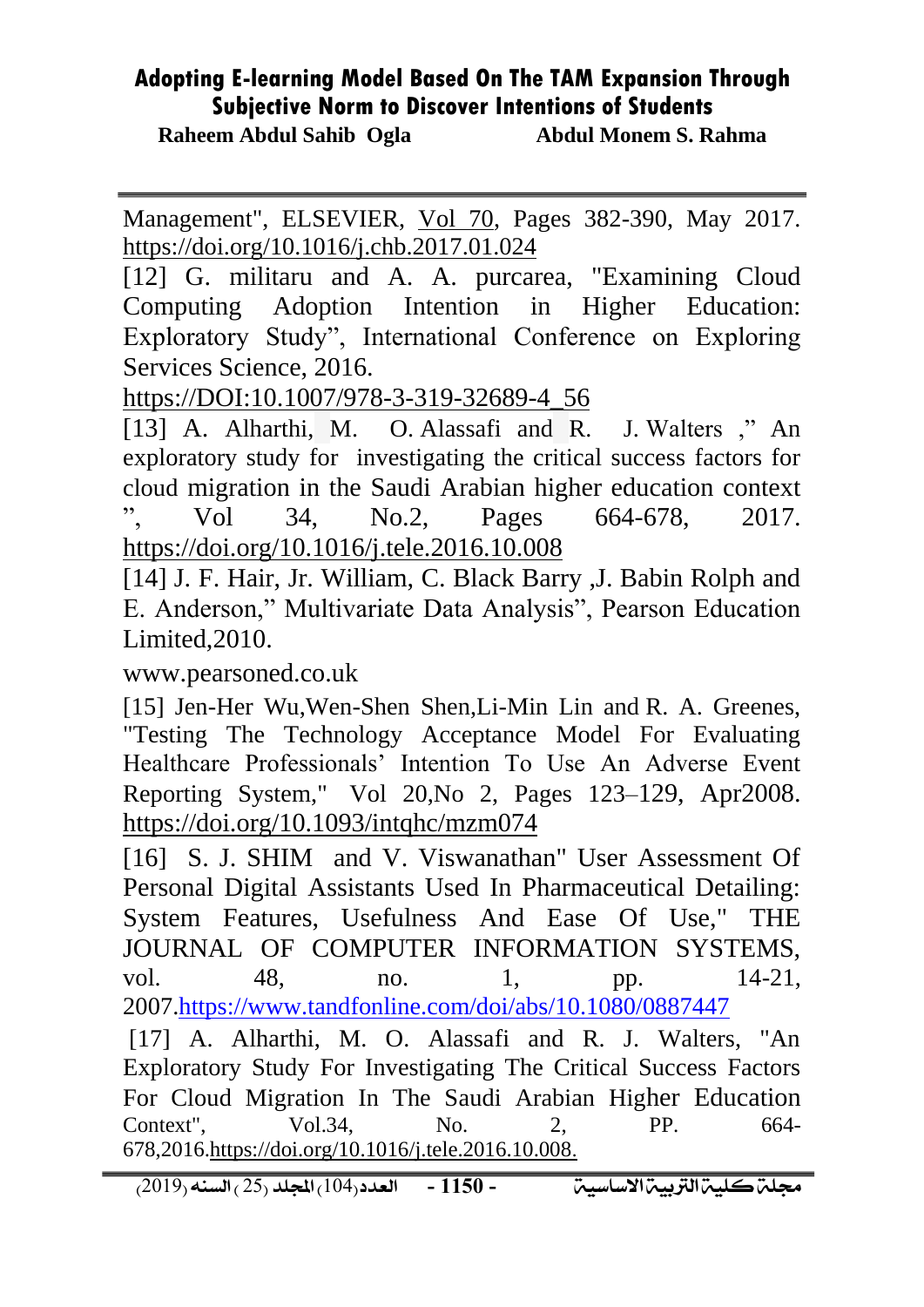Management", ELSEVIER, Vol 70, Pages 382-390, May 2017. https://doi.org/10.1016/j.chb.2017.01.024

[12] G. militaru and A. A. purcarea, "Examining Cloud Computing Adoption Intention in Higher Education: Exploratory Study", International Conference on Exploring Services Science, 2016.

https://DOI:10.1007/978-3-319-32689-4_56

[13] A. Alharthi, M. O. Alassafi and R. J. Walters ," An exploratory study for investigating the critical success factors for cloud migration in the Saudi Arabian higher education context ", Vol 34, No.2, Pages 664-678, 2017. https://doi.org/10.1016/j.tele.2016.10.008

[14] J. F. Hair, Jr. William, C. Black Barry ,J. Babin Rolph and E. Anderson," Multivariate Data Analysis", Pearson Education Limited,2010.

www.pearsoned.co.uk

[15] Jen-Her Wu,Wen-Shen Shen,Li-Min Lin and R. A. Greenes, "Testing The Technology Acceptance Model For Evaluating Healthcare Professionals' Intention To Use An Adverse Event Reporting System," Vol 20,No 2, Pages 123–129, Apr2008. https://doi.org/10.1093/intqhc/mzm074

[16] S. J. SHIM and V. Viswanathan" User Assessment Of Personal Digital Assistants Used In Pharmaceutical Detailing: System Features, Usefulness And Ease Of Use," THE JOURNAL OF COMPUTER INFORMATION SYSTEMS, vol. 48, no. 1, pp. 14-21, 2007.https://www.tandfonline.com/doi/abs/10.1080/0887447

[17] A. Alharthi, M. O. Alassafi and R. J. Walters, "An Exploratory Study For Investigating The Critical Success Factors For Cloud Migration In The Saudi Arabian Higher Education Context", Vol.34, No. 2, PP. 664-678,2016.https://doi.org/10.1016/j.tele.2016.10.008.